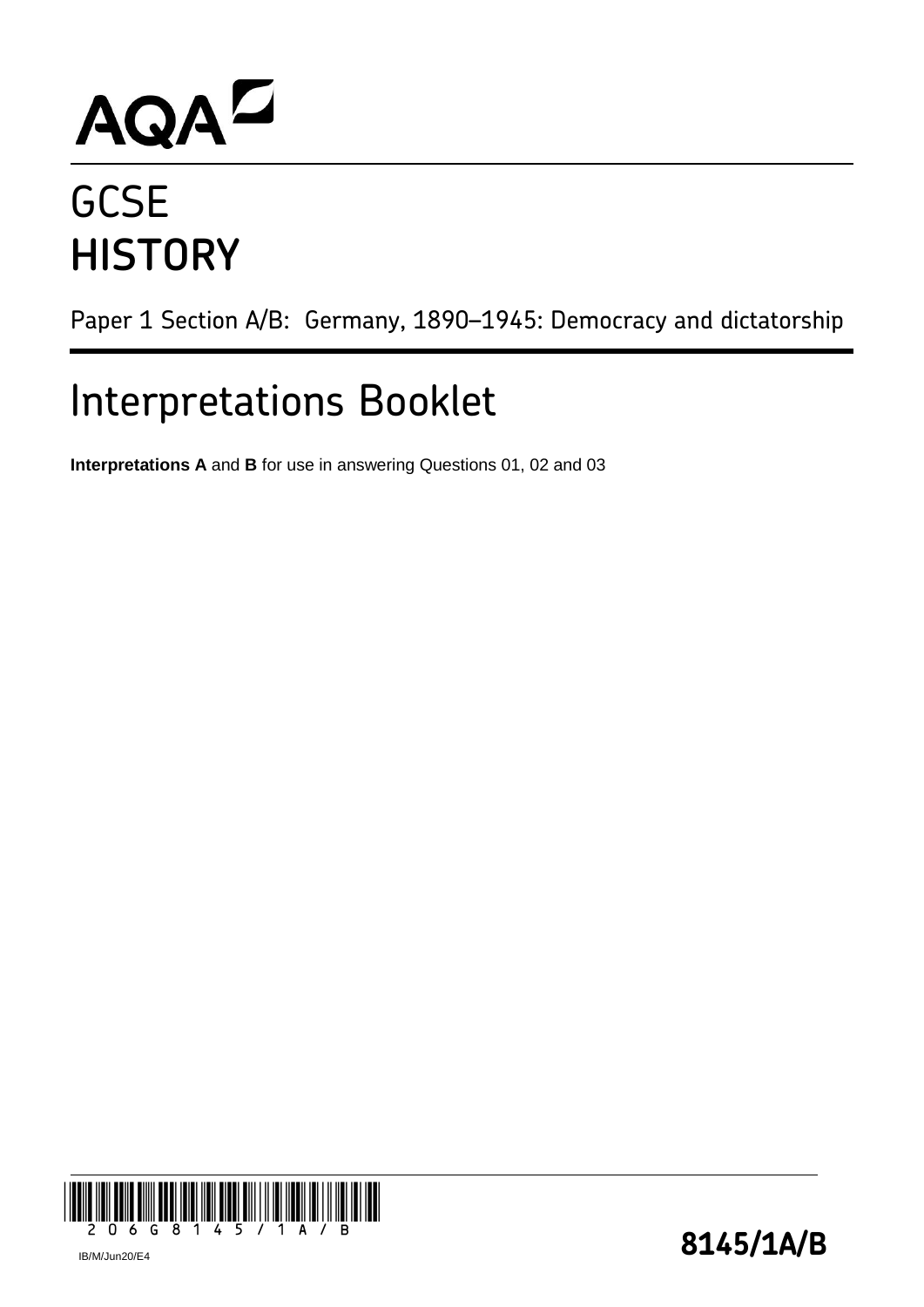AQA

# GCSE
# HISTORY

Paper 1 Section A/B: Germany, 1890–1945: Democracy and dictatorship

## Interpretations Booklet

**Interpretations A** and **B** for use in answering Questions 01, 02 and 03

IB/M/Jun20/E4

**8145/1A/B**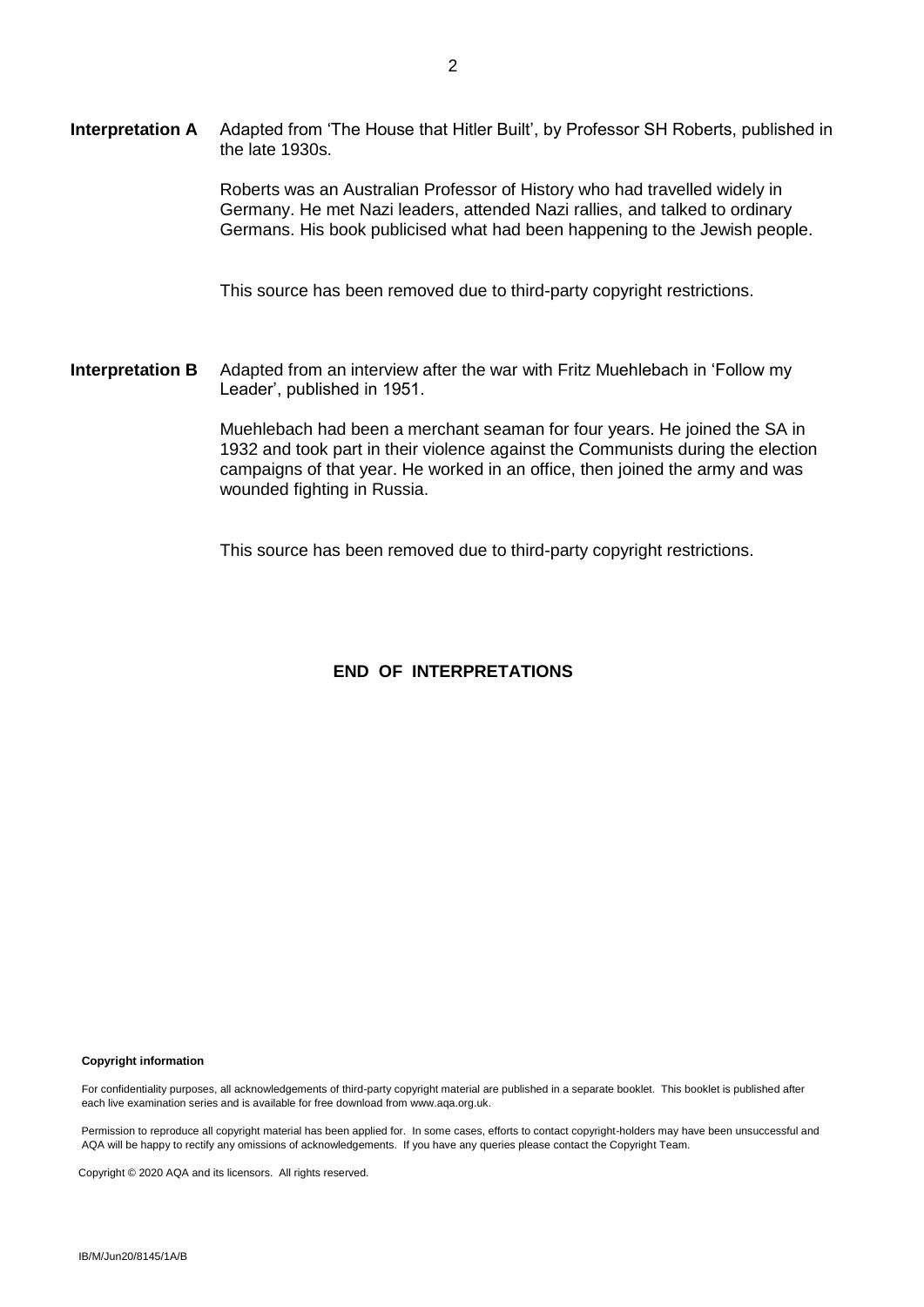**Interpretation A** Adapted from 'The House that Hitler Built', by Professor SH Roberts, published in the late 1930s.

Roberts was an Australian Professor of History who had travelled widely in Germany. He met Nazi leaders, attended Nazi rallies, and talked to ordinary Germans. His book publicised what had been happening to the Jewish people.

This source has been removed due to third-party copyright restrictions.

**Interpretation B** Adapted from an interview after the war with Fritz Muehlebach in 'Follow my Leader', published in 1951.

Muehlebach had been a merchant seaman for four years. He joined the SA in 1932 and took part in their violence against the Communists during the election campaigns of that year. He worked in an office, then joined the army and was wounded fighting in Russia.

This source has been removed due to third-party copyright restrictions.

**END OF INTERPRETATIONS**

**Copyright information**

For confidentiality purposes, all acknowledgements of third-party copyright material are published in a separate booklet. This booklet is published after each live examination series and is available for free download from www.aqa.org.uk.

Permission to reproduce all copyright material has been applied for. In some cases, efforts to contact copyright-holders may have been unsuccessful and AQA will be happy to rectify any omissions of acknowledgements. If you have any queries please contact the Copyright Team.

Copyright © 2020 AQA and its licensors. All rights reserved.

IB/M/Jun20/8145/1A/B